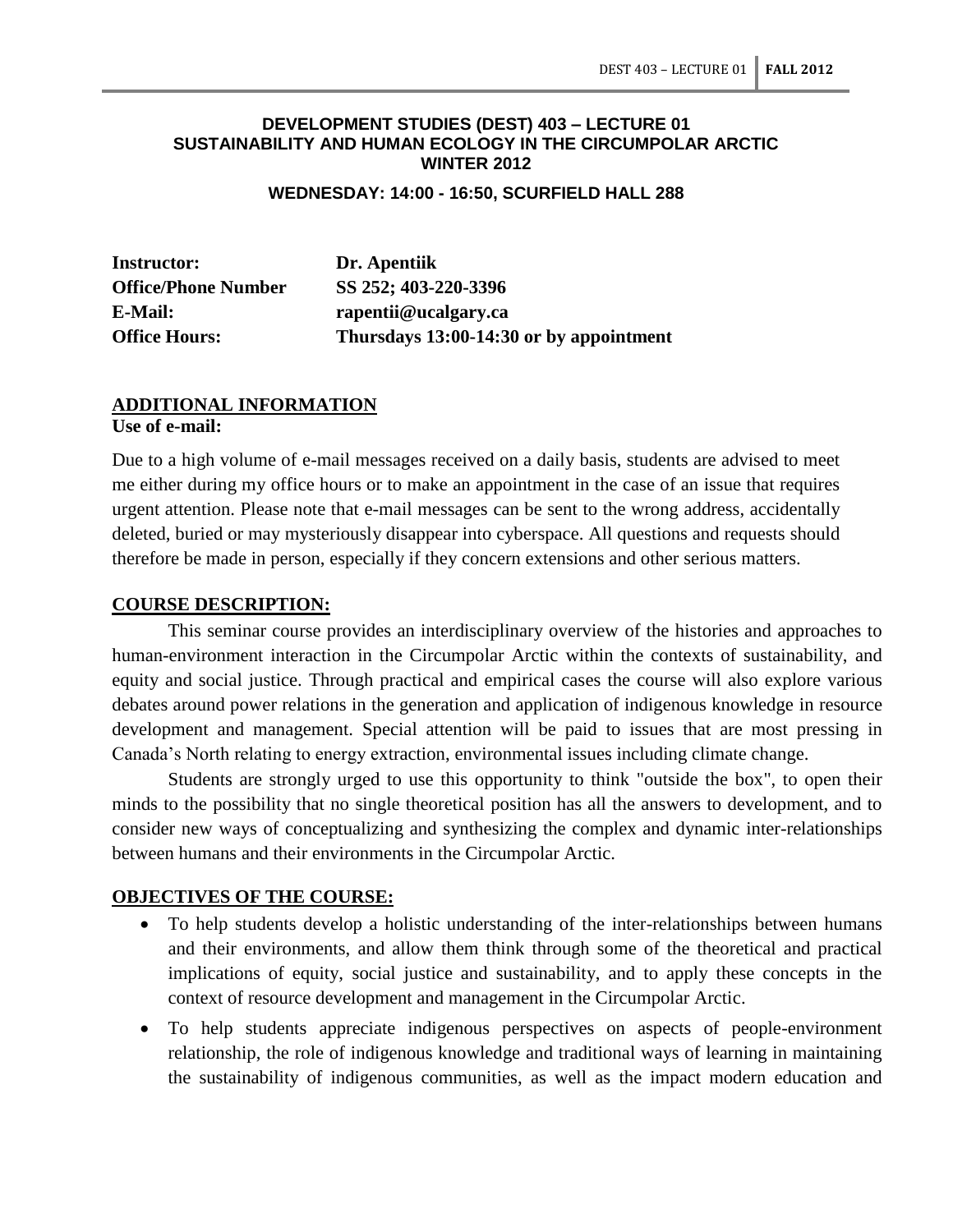**DEVELOPMENT STUDIES (DEST) 403 – LECTURE 01**
**SUSTAINABILITY AND HUMAN ECOLOGY IN THE CIRCUMPOLAR ARCTIC**
**WINTER 2012**

**WEDNESDAY: 14:00 - 16:50, SCURFIELD HALL 288**

| | |
|---|---|
| **Instructor:** | **Dr. Apentiik** |
| **Office/Phone Number** | **SS 252; 403-220-3396** |
| **E-Mail:** | **rapentii@ucalgary.ca** |
| **Office Hours:** | **Thursdays 13:00-14:30 or by appointment** |

## ADDITIONAL INFORMATION

**Use of e-mail:**

Due to a high volume of e-mail messages received on a daily basis, students are advised to meet me either during my office hours or to make an appointment in the case of an issue that requires urgent attention. Please note that e-mail messages can be sent to the wrong address, accidentally deleted, buried or may mysteriously disappear into cyberspace. All questions and requests should therefore be made in person, especially if they concern extensions and other serious matters.

## COURSE DESCRIPTION:

This seminar course provides an interdisciplinary overview of the histories and approaches to human-environment interaction in the Circumpolar Arctic within the contexts of sustainability, and equity and social justice. Through practical and empirical cases the course will also explore various debates around power relations in the generation and application of indigenous knowledge in resource development and management. Special attention will be paid to issues that are most pressing in Canada's North relating to energy extraction, environmental issues including climate change.

Students are strongly urged to use this opportunity to think "outside the box", to open their minds to the possibility that no single theoretical position has all the answers to development, and to consider new ways of conceptualizing and synthesizing the complex and dynamic inter-relationships between humans and their environments in the Circumpolar Arctic.

## OBJECTIVES OF THE COURSE:

- To help students develop a holistic understanding of the inter-relationships between humans and their environments, and allow them think through some of the theoretical and practical implications of equity, social justice and sustainability, and to apply these concepts in the context of resource development and management in the Circumpolar Arctic.
- To help students appreciate indigenous perspectives on aspects of people-environment relationship, the role of indigenous knowledge and traditional ways of learning in maintaining the sustainability of indigenous communities, as well as the impact modern education and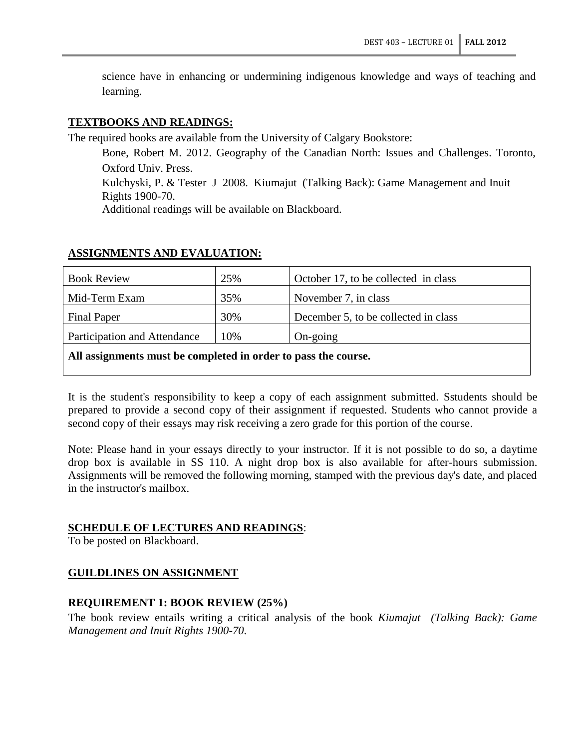science have in enhancing or undermining indigenous knowledge and ways of teaching and learning.

**TEXTBOOKS AND READINGS:**

The required books are available from the University of Calgary Bookstore:

Bone, Robert M. 2012. Geography of the Canadian North: Issues and Challenges. Toronto, Oxford Univ. Press.

Kulchyski, P. & Tester J 2008. Kiumajut (Talking Back): Game Management and Inuit Rights 1900-70.

Additional readings will be available on Blackboard.

**ASSIGNMENTS AND EVALUATION:**

| Book Review | 25% | October 17, to be collected in class |
|---|---|---|
| Mid-Term Exam | 35% | November 7, in class |
| Final Paper | 30% | December 5, to be collected in class |
| Participation and Attendance | 10% | On-going |
| **All assignments must be completed in order to pass the course.** | | |

It is the student's responsibility to keep a copy of each assignment submitted. Sstudents should be prepared to provide a second copy of their assignment if requested. Students who cannot provide a second copy of their essays may risk receiving a zero grade for this portion of the course.

Note: Please hand in your essays directly to your instructor. If it is not possible to do so, a daytime drop box is available in SS 110. A night drop box is also available for after-hours submission. Assignments will be removed the following morning, stamped with the previous day's date, and placed in the instructor's mailbox.

**SCHEDULE OF LECTURES AND READINGS**:

To be posted on Blackboard.

**GUILDLINES ON ASSIGNMENT**

**REQUIREMENT 1: BOOK REVIEW (25%)**

The book review entails writing a critical analysis of the book *Kiumajut (Talking Back): Game Management and Inuit Rights 1900-70*.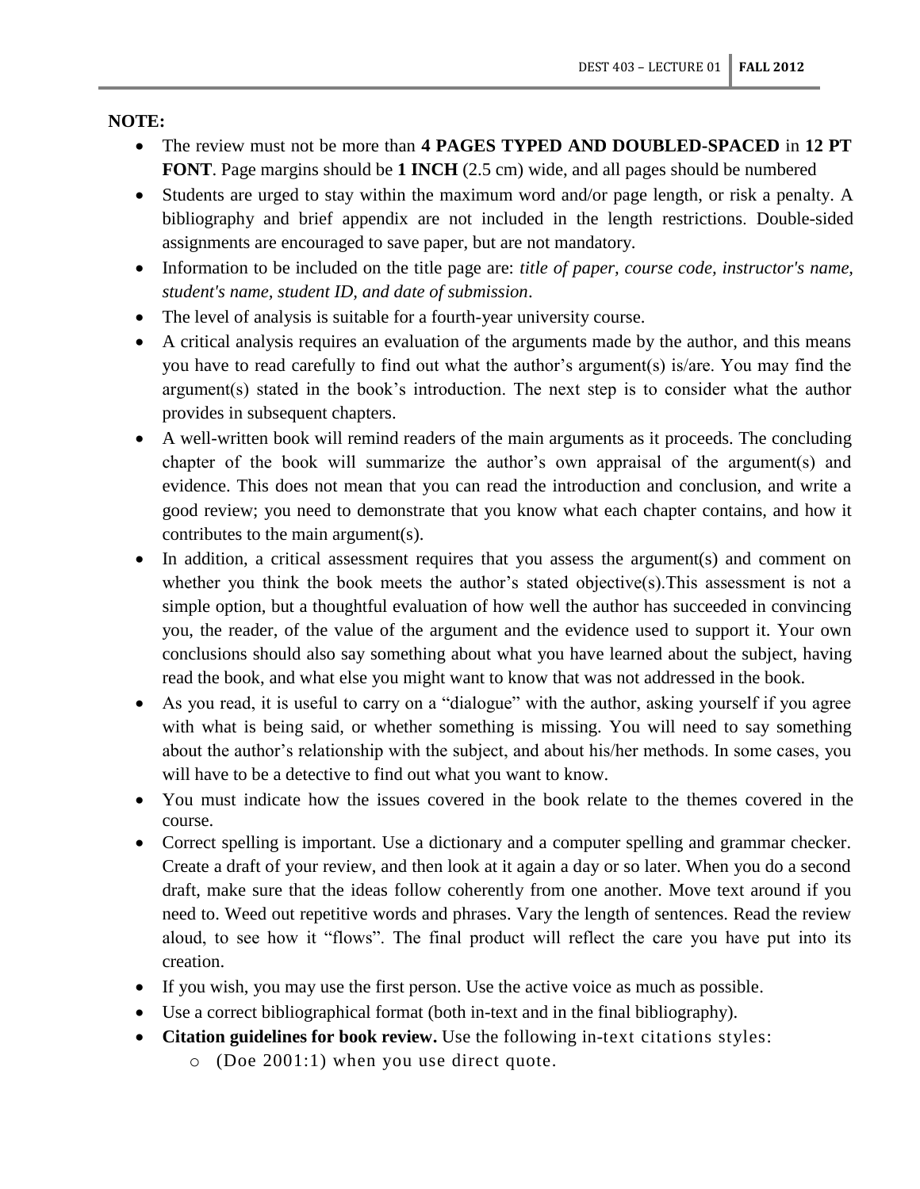**NOTE:**

- The review must not be more than **4 PAGES TYPED AND DOUBLED-SPACED** in **12 PT FONT**. Page margins should be **1 INCH** (2.5 cm) wide, and all pages should be numbered
- Students are urged to stay within the maximum word and/or page length, or risk a penalty. A bibliography and brief appendix are not included in the length restrictions. Double-sided assignments are encouraged to save paper, but are not mandatory.
- Information to be included on the title page are: *title of paper, course code, instructor's name, student's name, student ID, and date of submission*.
- The level of analysis is suitable for a fourth-year university course.
- A critical analysis requires an evaluation of the arguments made by the author, and this means you have to read carefully to find out what the author's argument(s) is/are. You may find the argument(s) stated in the book's introduction. The next step is to consider what the author provides in subsequent chapters.
- A well-written book will remind readers of the main arguments as it proceeds. The concluding chapter of the book will summarize the author's own appraisal of the argument(s) and evidence. This does not mean that you can read the introduction and conclusion, and write a good review; you need to demonstrate that you know what each chapter contains, and how it contributes to the main argument(s).
- In addition, a critical assessment requires that you assess the argument(s) and comment on whether you think the book meets the author's stated objective(s).This assessment is not a simple option, but a thoughtful evaluation of how well the author has succeeded in convincing you, the reader, of the value of the argument and the evidence used to support it. Your own conclusions should also say something about what you have learned about the subject, having read the book, and what else you might want to know that was not addressed in the book.
- As you read, it is useful to carry on a "dialogue" with the author, asking yourself if you agree with what is being said, or whether something is missing. You will need to say something about the author's relationship with the subject, and about his/her methods. In some cases, you will have to be a detective to find out what you want to know.
- You must indicate how the issues covered in the book relate to the themes covered in the course.
- Correct spelling is important. Use a dictionary and a computer spelling and grammar checker. Create a draft of your review, and then look at it again a day or so later. When you do a second draft, make sure that the ideas follow coherently from one another. Move text around if you need to. Weed out repetitive words and phrases. Vary the length of sentences. Read the review aloud, to see how it "flows". The final product will reflect the care you have put into its creation.
- If you wish, you may use the first person. Use the active voice as much as possible.
- Use a correct bibliographical format (both in-text and in the final bibliography).
- **Citation guidelines for book review.** Use the following in-text citations styles:
  - (Doe 2001:1) when you use direct quote.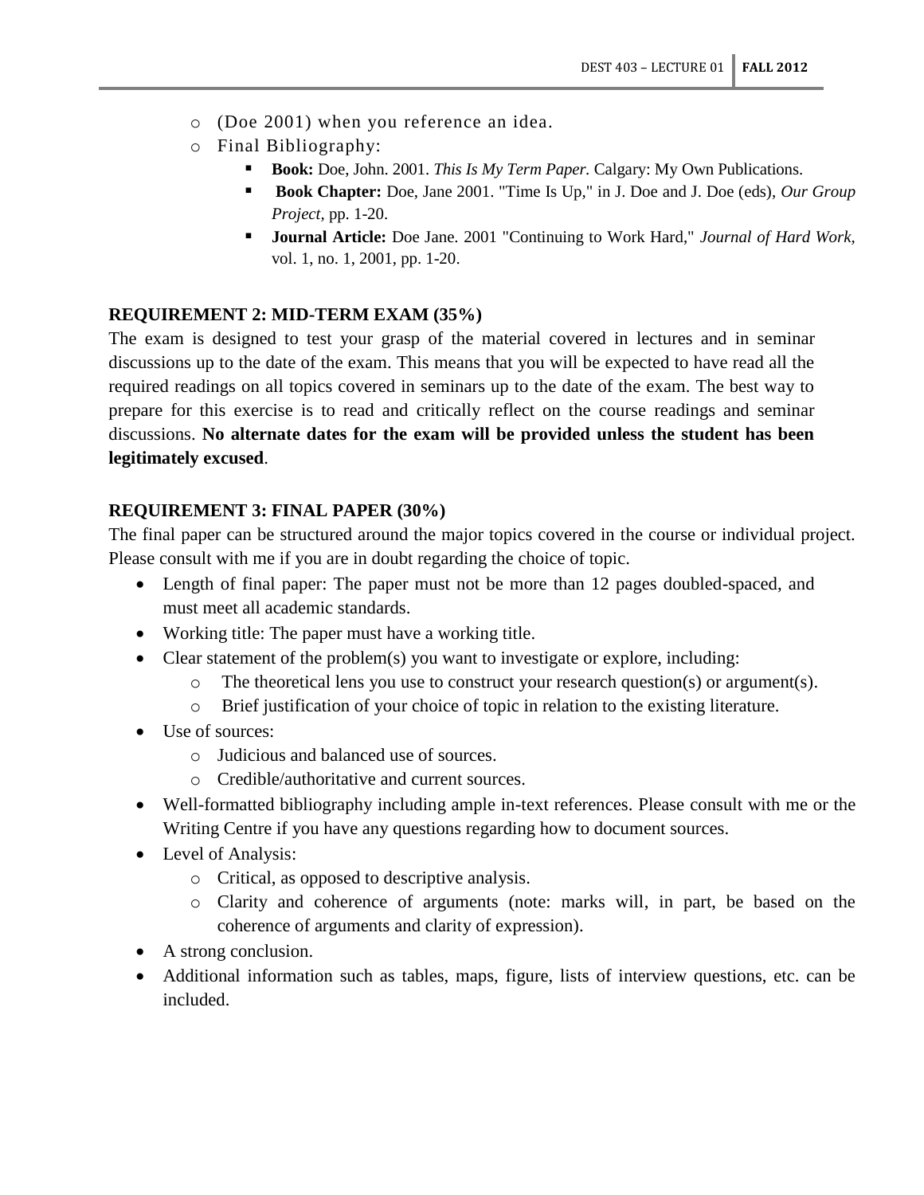- (Doe 2001) when you reference an idea.
- Final Bibliography:
  - **Book:** Doe, John. 2001. *This Is My Term Paper.* Calgary: My Own Publications.
  - **Book Chapter:** Doe, Jane 2001. "Time Is Up," in J. Doe and J. Doe (eds), *Our Group Project*, pp. 1-20.
  - **Journal Article:** Doe Jane. 2001 "Continuing to Work Hard," *Journal of Hard Work*, vol. 1, no. 1, 2001, pp. 1-20.

**REQUIREMENT 2: MID-TERM EXAM (35%)**

The exam is designed to test your grasp of the material covered in lectures and in seminar discussions up to the date of the exam. This means that you will be expected to have read all the required readings on all topics covered in seminars up to the date of the exam. The best way to prepare for this exercise is to read and critically reflect on the course readings and seminar discussions. **No alternate dates for the exam will be provided unless the student has been legitimately excused**.

**REQUIREMENT 3: FINAL PAPER (30%)**

The final paper can be structured around the major topics covered in the course or individual project. Please consult with me if you are in doubt regarding the choice of topic.

- Length of final paper: The paper must not be more than 12 pages doubled-spaced, and must meet all academic standards.
- Working title: The paper must have a working title.
- Clear statement of the problem(s) you want to investigate or explore, including:
  - The theoretical lens you use to construct your research question(s) or argument(s).
  - Brief justification of your choice of topic in relation to the existing literature.
- Use of sources:
  - Judicious and balanced use of sources.
  - Credible/authoritative and current sources.
- Well-formatted bibliography including ample in-text references. Please consult with me or the Writing Centre if you have any questions regarding how to document sources.
- Level of Analysis:
  - Critical, as opposed to descriptive analysis.
  - Clarity and coherence of arguments (note: marks will, in part, be based on the coherence of arguments and clarity of expression).
- A strong conclusion.
- Additional information such as tables, maps, figure, lists of interview questions, etc. can be included.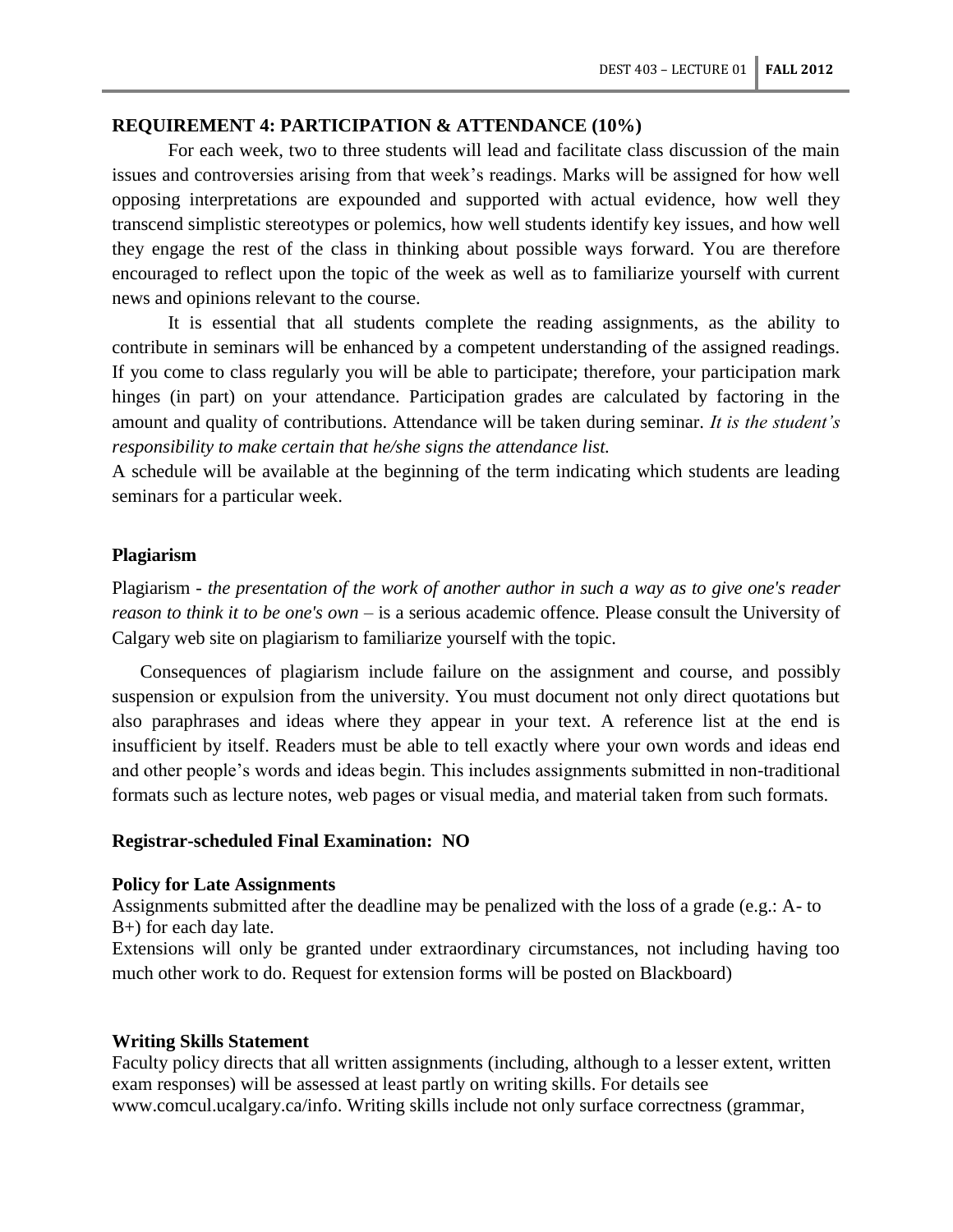**REQUIREMENT 4: PARTICIPATION & ATTENDANCE (10%)**

For each week, two to three students will lead and facilitate class discussion of the main issues and controversies arising from that week's readings. Marks will be assigned for how well opposing interpretations are expounded and supported with actual evidence, how well they transcend simplistic stereotypes or polemics, how well students identify key issues, and how well they engage the rest of the class in thinking about possible ways forward. You are therefore encouraged to reflect upon the topic of the week as well as to familiarize yourself with current news and opinions relevant to the course.

It is essential that all students complete the reading assignments, as the ability to contribute in seminars will be enhanced by a competent understanding of the assigned readings. If you come to class regularly you will be able to participate; therefore, your participation mark hinges (in part) on your attendance. Participation grades are calculated by factoring in the amount and quality of contributions. Attendance will be taken during seminar. *It is the student's responsibility to make certain that he/she signs the attendance list.*

A schedule will be available at the beginning of the term indicating which students are leading seminars for a particular week.

**Plagiarism**

Plagiarism - *the presentation of the work of another author in such a way as to give one's reader reason to think it to be one's own* – is a serious academic offence. Please consult the University of Calgary web site on plagiarism to familiarize yourself with the topic.

Consequences of plagiarism include failure on the assignment and course, and possibly suspension or expulsion from the university. You must document not only direct quotations but also paraphrases and ideas where they appear in your text. A reference list at the end is insufficient by itself. Readers must be able to tell exactly where your own words and ideas end and other people's words and ideas begin. This includes assignments submitted in non-traditional formats such as lecture notes, web pages or visual media, and material taken from such formats.

**Registrar-scheduled Final Examination: NO**

**Policy for Late Assignments**

Assignments submitted after the deadline may be penalized with the loss of a grade (e.g.: A- to B+) for each day late.

Extensions will only be granted under extraordinary circumstances, not including having too much other work to do. Request for extension forms will be posted on Blackboard)

**Writing Skills Statement**

Faculty policy directs that all written assignments (including, although to a lesser extent, written exam responses) will be assessed at least partly on writing skills. For details see www.comcul.ucalgary.ca/info. Writing skills include not only surface correctness (grammar,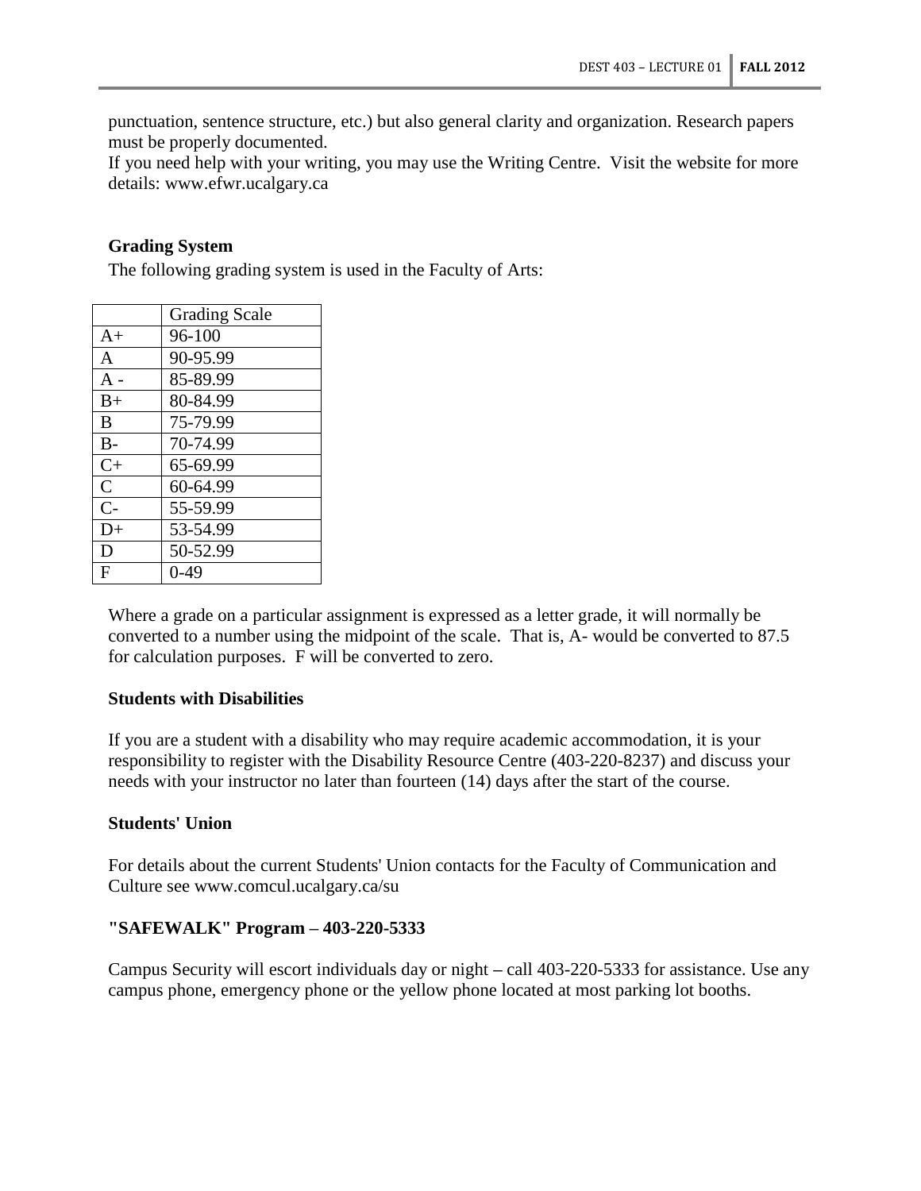punctuation, sentence structure, etc.) but also general clarity and organization. Research papers must be properly documented.
If you need help with your writing, you may use the Writing Centre. Visit the website for more details: www.efwr.ucalgary.ca

### Grading System

The following grading system is used in the Faculty of Arts:

| | Grading Scale |
|---|---|
| A+ | 96-100 |
| A | 90-95.99 |
| A - | 85-89.99 |
| B+ | 80-84.99 |
| B | 75-79.99 |
| B- | 70-74.99 |
| C+ | 65-69.99 |
| C | 60-64.99 |
| C- | 55-59.99 |
| D+ | 53-54.99 |
| D | 50-52.99 |
| F | 0-49 |

Where a grade on a particular assignment is expressed as a letter grade, it will normally be converted to a number using the midpoint of the scale. That is, A- would be converted to 87.5 for calculation purposes. F will be converted to zero.

### Students with Disabilities

If you are a student with a disability who may require academic accommodation, it is your responsibility to register with the Disability Resource Centre (403-220-8237) and discuss your needs with your instructor no later than fourteen (14) days after the start of the course.

### Students' Union

For details about the current Students' Union contacts for the Faculty of Communication and Culture see www.comcul.ucalgary.ca/su

### "SAFEWALK" Program – 403-220-5333

Campus Security will escort individuals day or night – call 403-220-5333 for assistance. Use any campus phone, emergency phone or the yellow phone located at most parking lot booths.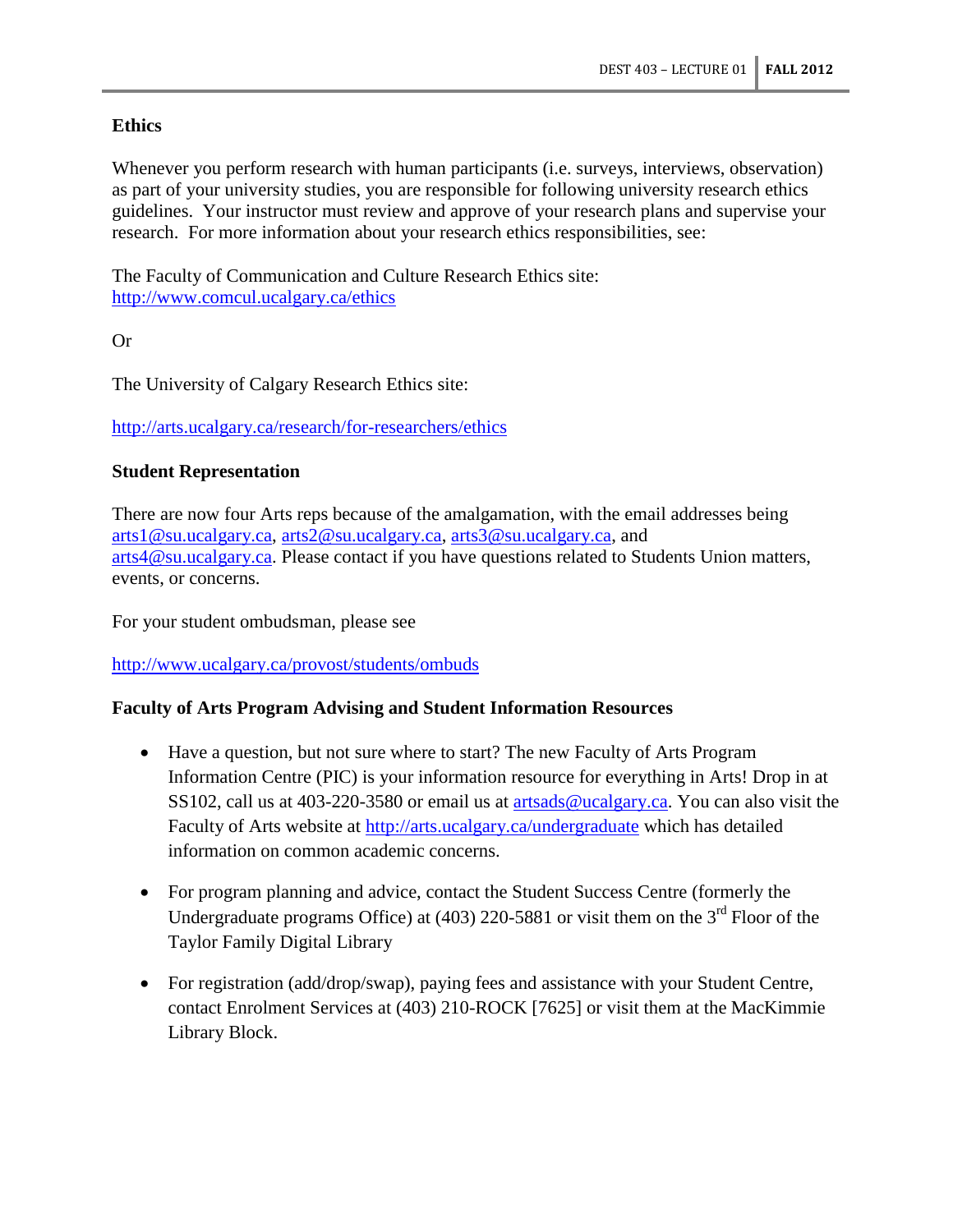**Ethics**

Whenever you perform research with human participants (i.e. surveys, interviews, observation) as part of your university studies, you are responsible for following university research ethics guidelines. Your instructor must review and approve of your research plans and supervise your research. For more information about your research ethics responsibilities, see:

The Faculty of Communication and Culture Research Ethics site: http://www.comcul.ucalgary.ca/ethics

Or

The University of Calgary Research Ethics site:

http://arts.ucalgary.ca/research/for-researchers/ethics

**Student Representation**

There are now four Arts reps because of the amalgamation, with the email addresses being arts1@su.ucalgary.ca, arts2@su.ucalgary.ca, arts3@su.ucalgary.ca, and arts4@su.ucalgary.ca. Please contact if you have questions related to Students Union matters, events, or concerns.

For your student ombudsman, please see

http://www.ucalgary.ca/provost/students/ombuds

**Faculty of Arts Program Advising and Student Information Resources**

- Have a question, but not sure where to start? The new Faculty of Arts Program Information Centre (PIC) is your information resource for everything in Arts! Drop in at SS102, call us at 403-220-3580 or email us at artsads@ucalgary.ca. You can also visit the Faculty of Arts website at http://arts.ucalgary.ca/undergraduate which has detailed information on common academic concerns.

- For program planning and advice, contact the Student Success Centre (formerly the Undergraduate programs Office) at (403) 220-5881 or visit them on the 3rd Floor of the Taylor Family Digital Library

- For registration (add/drop/swap), paying fees and assistance with your Student Centre, contact Enrolment Services at (403) 210-ROCK [7625] or visit them at the MacKimmie Library Block.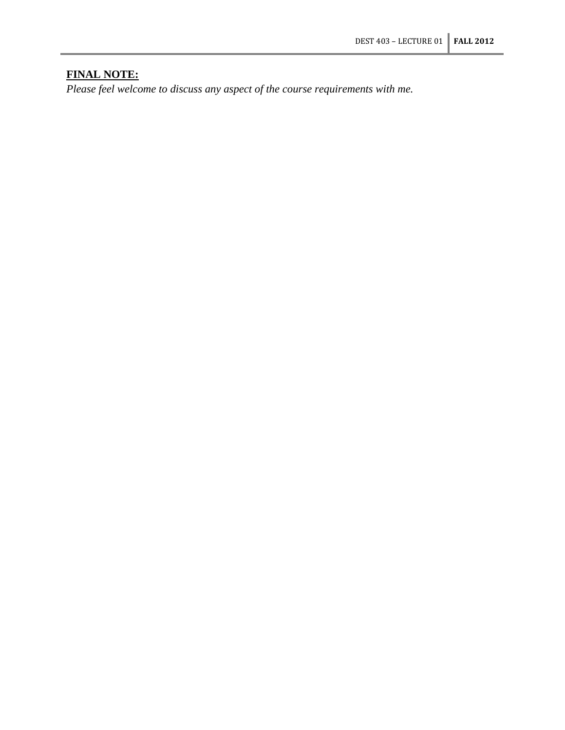**FINAL NOTE:**

*Please feel welcome to discuss any aspect of the course requirements with me.*